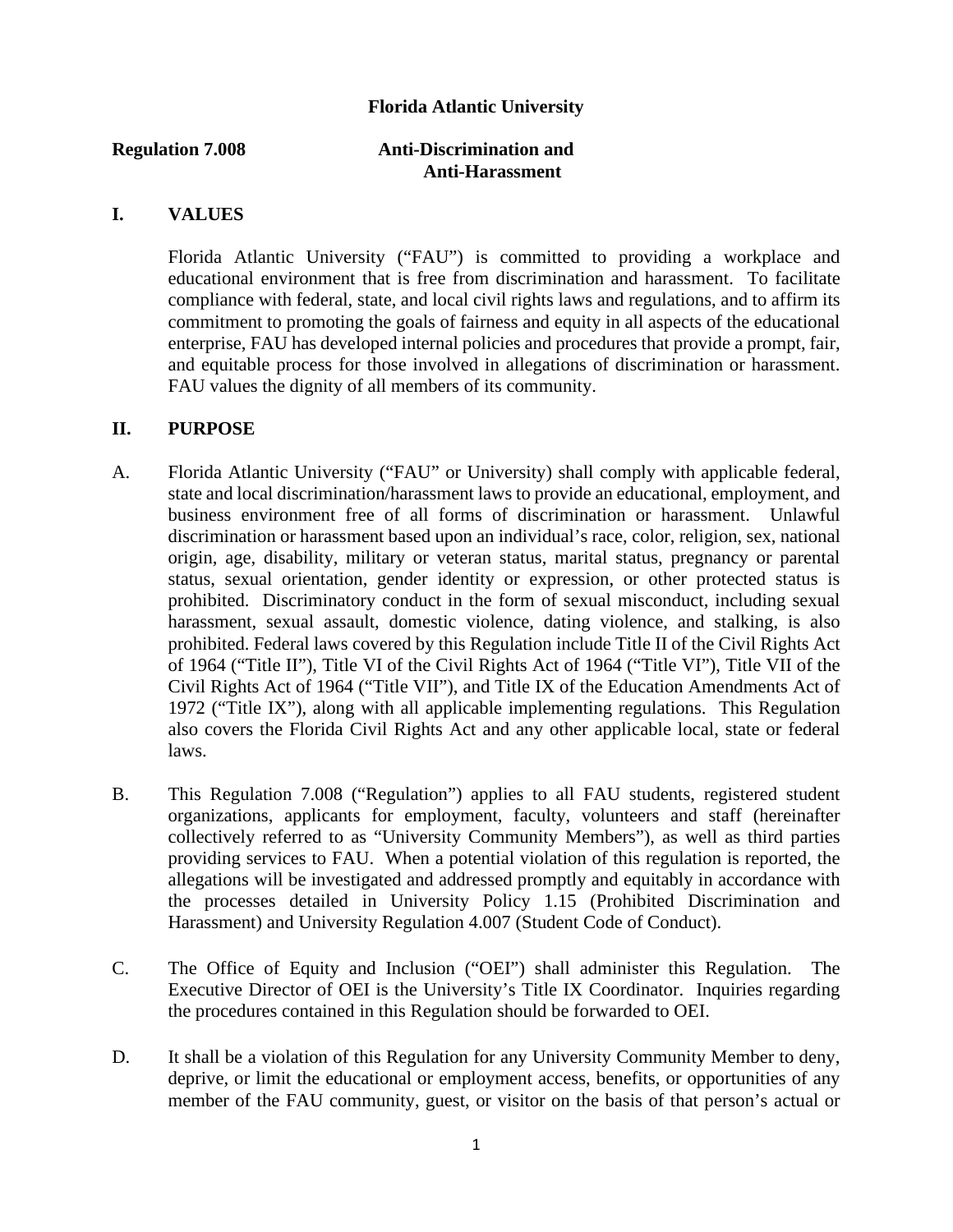**Florida Atlantic University**

**Regulation 7.008** **Anti-Discrimination and Anti-Harassment**

## I. VALUES

Florida Atlantic University ("FAU") is committed to providing a workplace and educational environment that is free from discrimination and harassment. To facilitate compliance with federal, state, and local civil rights laws and regulations, and to affirm its commitment to promoting the goals of fairness and equity in all aspects of the educational enterprise, FAU has developed internal policies and procedures that provide a prompt, fair, and equitable process for those involved in allegations of discrimination or harassment. FAU values the dignity of all members of its community.

## II. PURPOSE

A. Florida Atlantic University ("FAU" or University) shall comply with applicable federal, state and local discrimination/harassment laws to provide an educational, employment, and business environment free of all forms of discrimination or harassment. Unlawful discrimination or harassment based upon an individual's race, color, religion, sex, national origin, age, disability, military or veteran status, marital status, pregnancy or parental status, sexual orientation, gender identity or expression, or other protected status is prohibited. Discriminatory conduct in the form of sexual misconduct, including sexual harassment, sexual assault, domestic violence, dating violence, and stalking, is also prohibited. Federal laws covered by this Regulation include Title II of the Civil Rights Act of 1964 ("Title II"), Title VI of the Civil Rights Act of 1964 ("Title VI"), Title VII of the Civil Rights Act of 1964 ("Title VII"), and Title IX of the Education Amendments Act of 1972 ("Title IX"), along with all applicable implementing regulations. This Regulation also covers the Florida Civil Rights Act and any other applicable local, state or federal laws.

B. This Regulation 7.008 ("Regulation") applies to all FAU students, registered student organizations, applicants for employment, faculty, volunteers and staff (hereinafter collectively referred to as "University Community Members"), as well as third parties providing services to FAU. When a potential violation of this regulation is reported, the allegations will be investigated and addressed promptly and equitably in accordance with the processes detailed in University Policy 1.15 (Prohibited Discrimination and Harassment) and University Regulation 4.007 (Student Code of Conduct).

C. The Office of Equity and Inclusion ("OEI") shall administer this Regulation. The Executive Director of OEI is the University's Title IX Coordinator. Inquiries regarding the procedures contained in this Regulation should be forwarded to OEI.

D. It shall be a violation of this Regulation for any University Community Member to deny, deprive, or limit the educational or employment access, benefits, or opportunities of any member of the FAU community, guest, or visitor on the basis of that person's actual or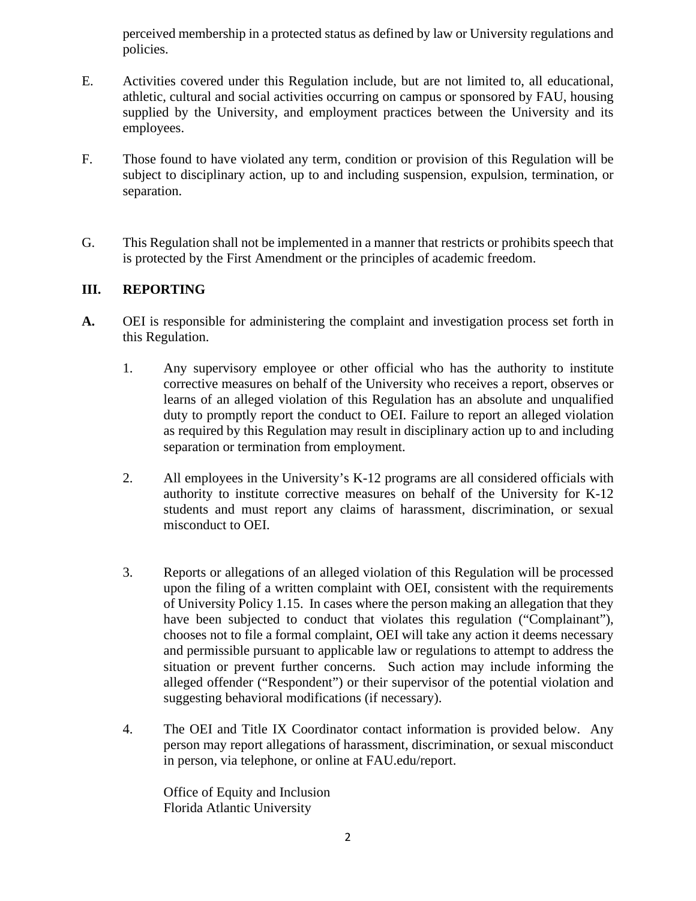perceived membership in a protected status as defined by law or University regulations and policies.

E. Activities covered under this Regulation include, but are not limited to, all educational, athletic, cultural and social activities occurring on campus or sponsored by FAU, housing supplied by the University, and employment practices between the University and its employees.

F. Those found to have violated any term, condition or provision of this Regulation will be subject to disciplinary action, up to and including suspension, expulsion, termination, or separation.

G. This Regulation shall not be implemented in a manner that restricts or prohibits speech that is protected by the First Amendment or the principles of academic freedom.

## III. REPORTING

**A.** OEI is responsible for administering the complaint and investigation process set forth in this Regulation.

1. Any supervisory employee or other official who has the authority to institute corrective measures on behalf of the University who receives a report, observes or learns of an alleged violation of this Regulation has an absolute and unqualified duty to promptly report the conduct to OEI. Failure to report an alleged violation as required by this Regulation may result in disciplinary action up to and including separation or termination from employment.

2. All employees in the University's K-12 programs are all considered officials with authority to institute corrective measures on behalf of the University for K-12 students and must report any claims of harassment, discrimination, or sexual misconduct to OEI.

3. Reports or allegations of an alleged violation of this Regulation will be processed upon the filing of a written complaint with OEI, consistent with the requirements of University Policy 1.15. In cases where the person making an allegation that they have been subjected to conduct that violates this regulation ("Complainant"), chooses not to file a formal complaint, OEI will take any action it deems necessary and permissible pursuant to applicable law or regulations to attempt to address the situation or prevent further concerns. Such action may include informing the alleged offender ("Respondent") or their supervisor of the potential violation and suggesting behavioral modifications (if necessary).

4. The OEI and Title IX Coordinator contact information is provided below. Any person may report allegations of harassment, discrimination, or sexual misconduct in person, via telephone, or online at FAU.edu/report.

   Office of Equity and Inclusion
   Florida Atlantic University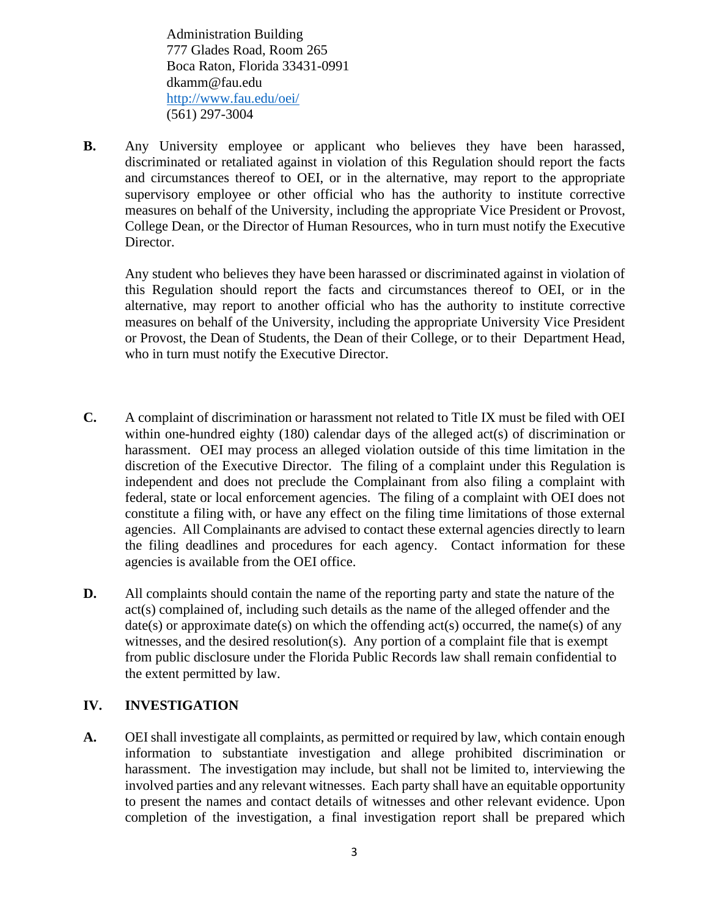Administration Building
777 Glades Road, Room 265
Boca Raton, Florida 33431-0991
dkamm@fau.edu
http://www.fau.edu/oei/
(561) 297-3004

**B.** Any University employee or applicant who believes they have been harassed, discriminated or retaliated against in violation of this Regulation should report the facts and circumstances thereof to OEI, or in the alternative, may report to the appropriate supervisory employee or other official who has the authority to institute corrective measures on behalf of the University, including the appropriate Vice President or Provost, College Dean, or the Director of Human Resources, who in turn must notify the Executive Director.

Any student who believes they have been harassed or discriminated against in violation of this Regulation should report the facts and circumstances thereof to OEI, or in the alternative, may report to another official who has the authority to institute corrective measures on behalf of the University, including the appropriate University Vice President or Provost, the Dean of Students, the Dean of their College, or to their Department Head, who in turn must notify the Executive Director.

**C.** A complaint of discrimination or harassment not related to Title IX must be filed with OEI within one-hundred eighty (180) calendar days of the alleged act(s) of discrimination or harassment. OEI may process an alleged violation outside of this time limitation in the discretion of the Executive Director. The filing of a complaint under this Regulation is independent and does not preclude the Complainant from also filing a complaint with federal, state or local enforcement agencies. The filing of a complaint with OEI does not constitute a filing with, or have any effect on the filing time limitations of those external agencies. All Complainants are advised to contact these external agencies directly to learn the filing deadlines and procedures for each agency. Contact information for these agencies is available from the OEI office.

**D.** All complaints should contain the name of the reporting party and state the nature of the act(s) complained of, including such details as the name of the alleged offender and the date(s) or approximate date(s) on which the offending act(s) occurred, the name(s) of any witnesses, and the desired resolution(s). Any portion of a complaint file that is exempt from public disclosure under the Florida Public Records law shall remain confidential to the extent permitted by law.

## IV. INVESTIGATION

**A.** OEI shall investigate all complaints, as permitted or required by law, which contain enough information to substantiate investigation and allege prohibited discrimination or harassment. The investigation may include, but shall not be limited to, interviewing the involved parties and any relevant witnesses. Each party shall have an equitable opportunity to present the names and contact details of witnesses and other relevant evidence. Upon completion of the investigation, a final investigation report shall be prepared which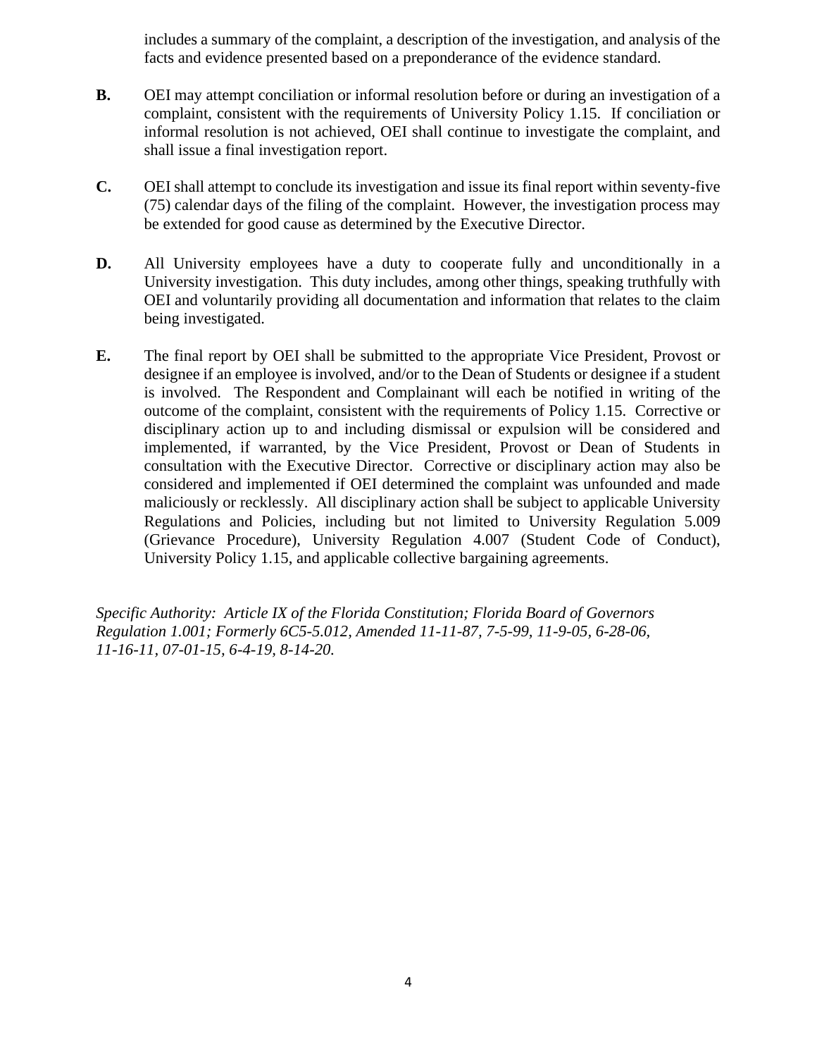includes a summary of the complaint, a description of the investigation, and analysis of the facts and evidence presented based on a preponderance of the evidence standard.

**B.** OEI may attempt conciliation or informal resolution before or during an investigation of a complaint, consistent with the requirements of University Policy 1.15. If conciliation or informal resolution is not achieved, OEI shall continue to investigate the complaint, and shall issue a final investigation report.

**C.** OEI shall attempt to conclude its investigation and issue its final report within seventy-five (75) calendar days of the filing of the complaint. However, the investigation process may be extended for good cause as determined by the Executive Director.

**D.** All University employees have a duty to cooperate fully and unconditionally in a University investigation. This duty includes, among other things, speaking truthfully with OEI and voluntarily providing all documentation and information that relates to the claim being investigated.

**E.** The final report by OEI shall be submitted to the appropriate Vice President, Provost or designee if an employee is involved, and/or to the Dean of Students or designee if a student is involved. The Respondent and Complainant will each be notified in writing of the outcome of the complaint, consistent with the requirements of Policy 1.15. Corrective or disciplinary action up to and including dismissal or expulsion will be considered and implemented, if warranted, by the Vice President, Provost or Dean of Students in consultation with the Executive Director. Corrective or disciplinary action may also be considered and implemented if OEI determined the complaint was unfounded and made maliciously or recklessly. All disciplinary action shall be subject to applicable University Regulations and Policies, including but not limited to University Regulation 5.009 (Grievance Procedure), University Regulation 4.007 (Student Code of Conduct), University Policy 1.15, and applicable collective bargaining agreements.

*Specific Authority: Article IX of the Florida Constitution; Florida Board of Governors Regulation 1.001; Formerly 6C5-5.012, Amended 11-11-87, 7-5-99, 11-9-05, 6-28-06, 11-16-11, 07-01-15, 6-4-19, 8-14-20.*